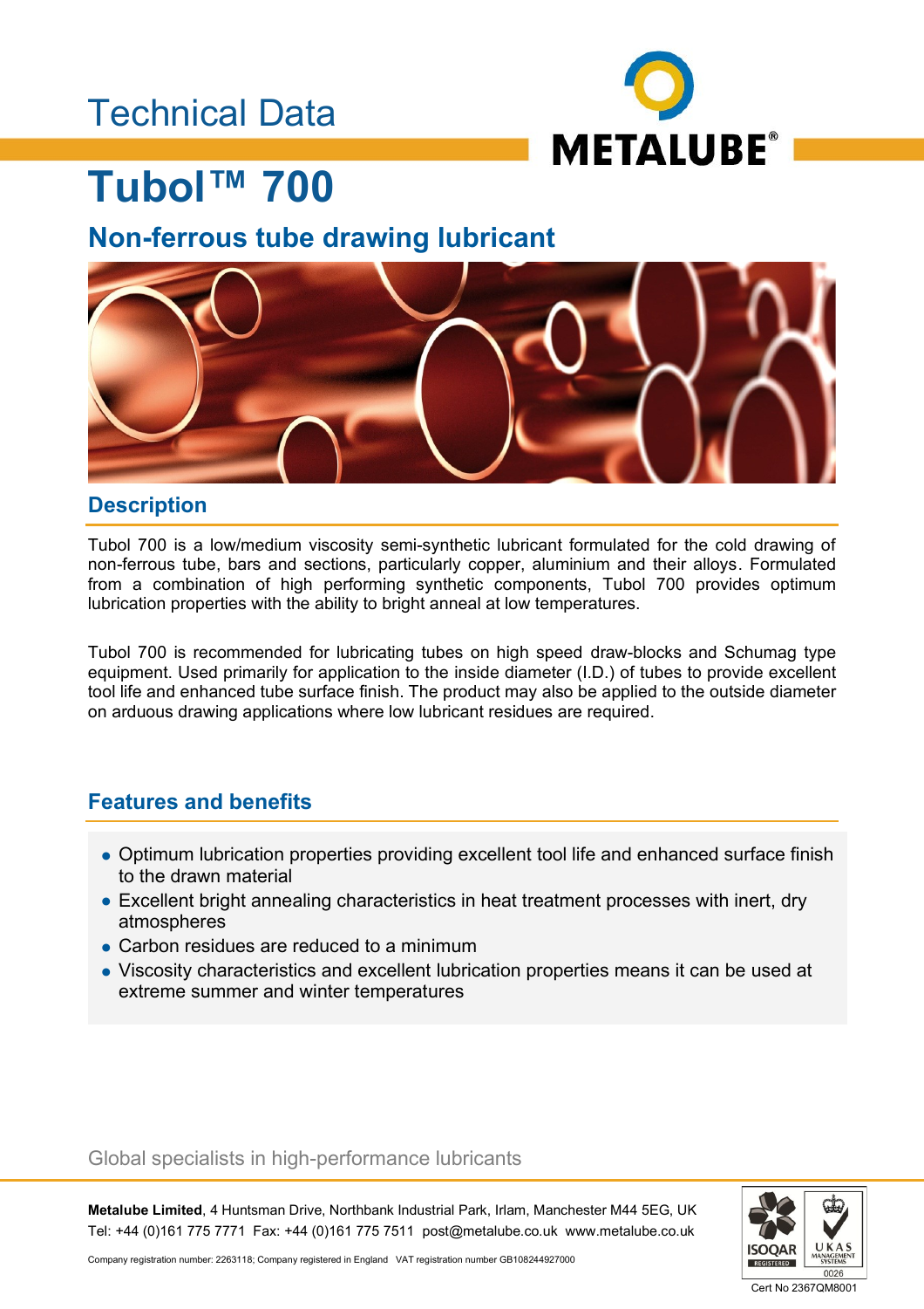Technical Data

# Tubol™ 700

## Non-ferrous tube drawing lubricant

## Description

Tubol 700 is a low/medium viscosity semi-synthetic lubricant formulated for the cold drawing of non-ferrous tube, bars and sections, particularly copper, aluminium and their alloys. Formulated from a combination of high performing synthetic components, Tubol 700 provides optimum lubrication properties with the ability to bright anneal at low temperatures.

Tubol 700 is recommended for lubricating tubes on high speed draw-blocks and Schumag type equipment. Used primarily for application to the inside diameter (I.D.) of tubes to provide excellent tool life and enhanced tube surface finish. The product may also be applied to the outside diameter on arduous drawing applications where low lubricant residues are required.

## Features and benefits

- Optimum lubrication properties providing excellent tool life and enhanced surface finish to the drawn material
- Excellent bright annealing characteristics in heat treatment processes with inert, dry atmospheres
- Carbon residues are reduced to a minimum
- Viscosity characteristics and excellent lubrication properties means it can be used at extreme summer and winter temperatures

Global specialists in high-performance lubricants

**Metalube Limited**, 4 Huntsman Drive, Northbank Industrial Park, Irlam, Manchester M44 5EG, UK
Tel: +44 (0)161 775 7771 Fax: +44 (0)161 775 7511 post@metalube.co.uk www.metalube.co.uk

Company registration number: 2263118; Company registered in England VAT registration number GB108244927000

Cert No 2367QM8001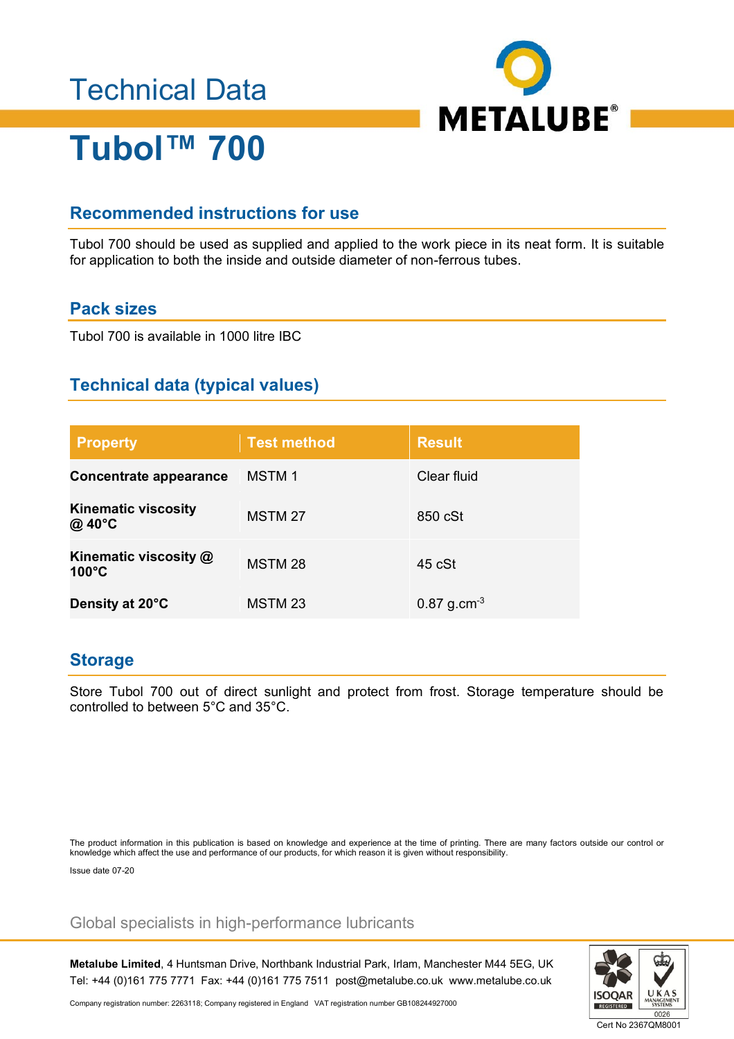# Technical Data

# Tubol™ 700

## Recommended instructions for use

Tubol 700 should be used as supplied and applied to the work piece in its neat form. It is suitable for application to both the inside and outside diameter of non-ferrous tubes.

## Pack sizes

Tubol 700 is available in 1000 litre IBC

## Technical data (typical values)

| Property | Test method | Result |
|---|---|---|
| **Concentrate appearance** | MSTM 1 | Clear fluid |
| **Kinematic viscosity @ 40°C** | MSTM 27 | 850 cSt |
| **Kinematic viscosity @ 100°C** | MSTM 28 | 45 cSt |
| **Density at 20°C** | MSTM 23 | 0.87 $g.cm^{-3}$ |

## Storage

Store Tubol 700 out of direct sunlight and protect from frost. Storage temperature should be controlled to between 5°C and 35°C.

The product information in this publication is based on knowledge and experience at the time of printing. There are many factors outside our control or knowledge which affect the use and performance of our products, for which reason it is given without responsibility.

Issue date 07-20

Global specialists in high-performance lubricants

**Metalube Limited**, 4 Huntsman Drive, Northbank Industrial Park, Irlam, Manchester M44 5EG, UK
Tel: +44 (0)161 775 7771 Fax: +44 (0)161 775 7511 post@metalube.co.uk www.metalube.co.uk

Company registration number: 2263118; Company registered in England VAT registration number GB108244927000

Cert No 2367QM8001